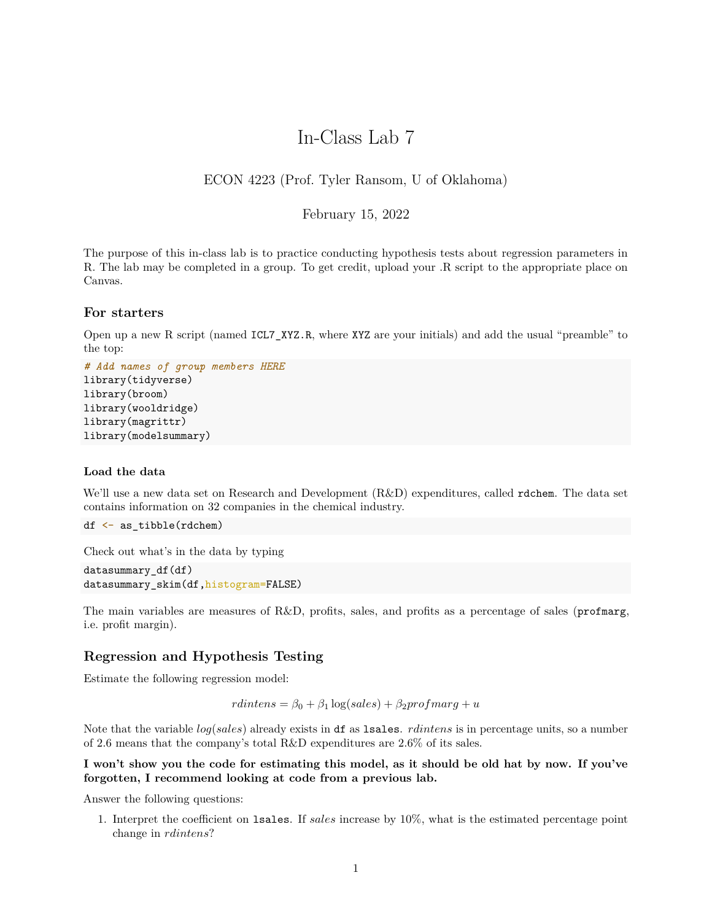# In-Class Lab 7

ECON 4223 (Prof. Tyler Ransom, U of Oklahoma)

February 15, 2022

The purpose of this in-class lab is to practice conducting hypothesis tests about regression parameters in R. The lab may be completed in a group. To get credit, upload your .R script to the appropriate place on Canvas.

## For starters

Open up a new R script (named `ICL7_XYZ.R`, where `XYZ` are your initials) and add the usual "preamble" to the top:

```
# Add names of group members HERE
library(tidyverse)
library(broom)
library(wooldridge)
library(magrittr)
library(modelsummary)
```

### Load the data

We'll use a new data set on Research and Development (R&D) expenditures, called `rdchem`. The data set contains information on 32 companies in the chemical industry.

```
df <- as_tibble(rdchem)
```

Check out what's in the data by typing

```
datasummary_df(df)
datasummary_skim(df,histogram=FALSE)
```

The main variables are measures of R&D, profits, sales, and profits as a percentage of sales (`profmarg`, i.e. profit margin).

## Regression and Hypothesis Testing

Estimate the following regression model:

$$rdintens = \beta_0 + \beta_1 \log(sales) + \beta_2 profmarg + u$$

Note that the variable $log(sales)$ already exists in `df` as `lsales`. $rdintens$ is in percentage units, so a number of 2.6 means that the company's total R&D expenditures are 2.6% of its sales.

**I won't show you the code for estimating this model, as it should be old hat by now. If you've forgotten, I recommend looking at code from a previous lab.**

Answer the following questions:

1. Interpret the coefficient on `lsales`. If $sales$ increase by 10%, what is the estimated percentage point change in $rdintens$?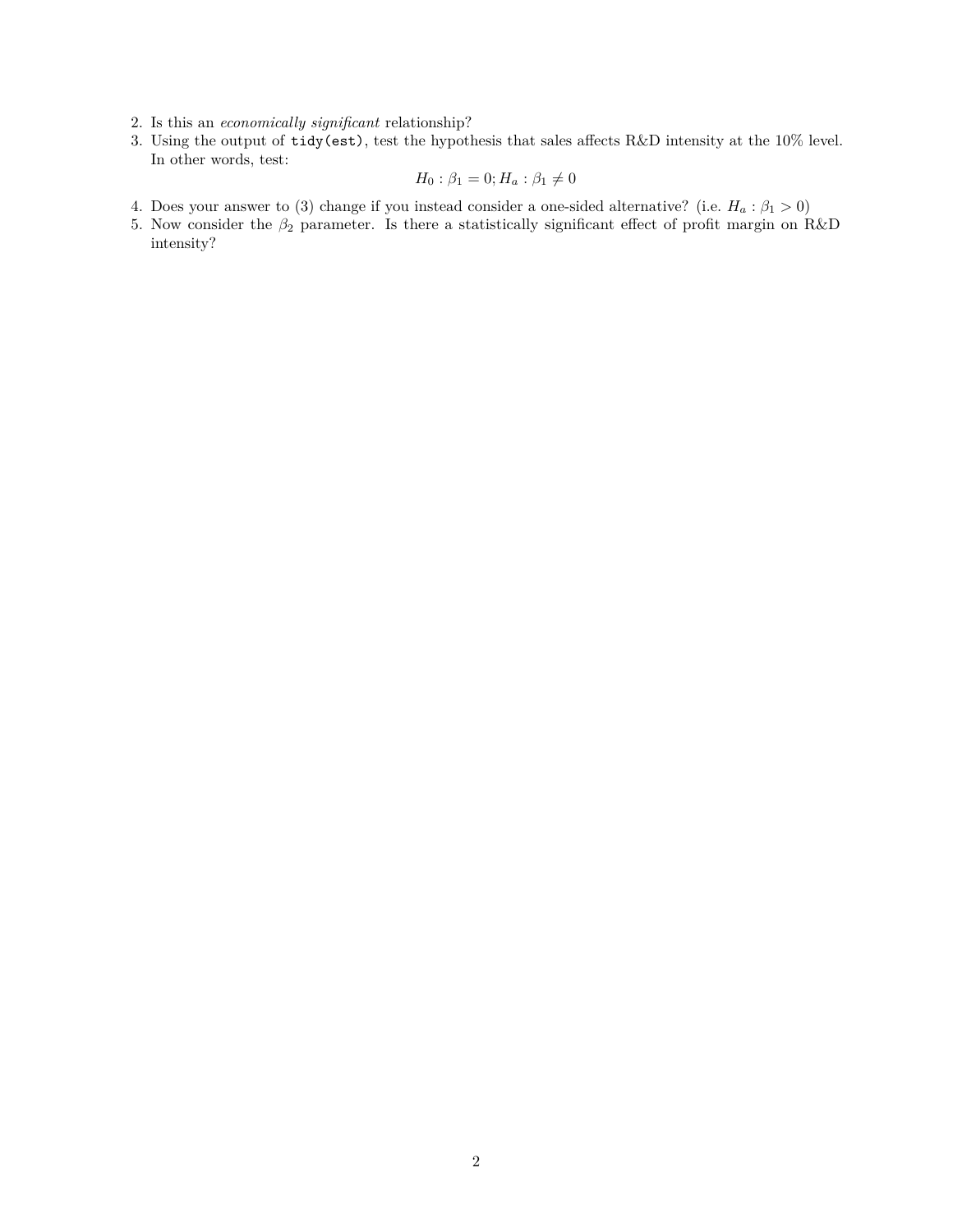2. Is this an *economically significant* relationship?
3. Using the output of `tidy(est)`, test the hypothesis that sales affects R&D intensity at the 10% level. In other words, test:

$$H_0 : \beta_1 = 0; H_a : \beta_1 \neq 0$$

4. Does your answer to (3) change if you instead consider a one-sided alternative? (i.e. $H_a : \beta_1 > 0$)
5. Now consider the $\beta_2$ parameter. Is there a statistically significant effect of profit margin on R&D intensity?